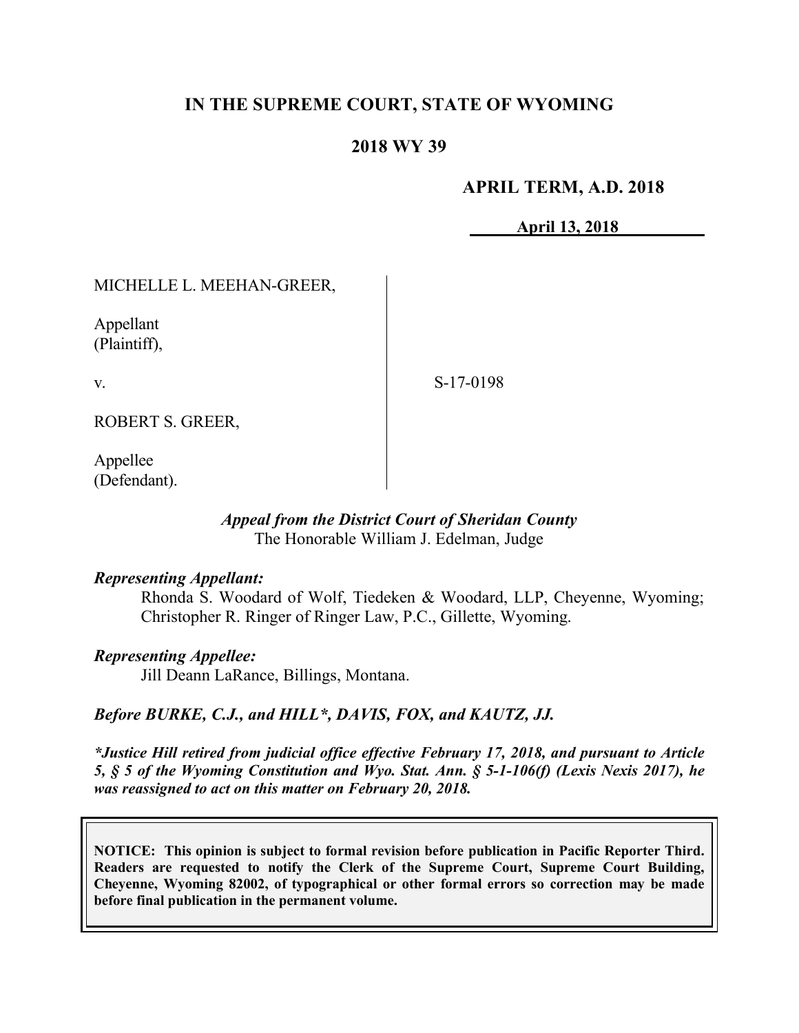# IN THE SUPREME COURT, STATE OF WYOMING

## 2018 WY 39

**APRIL TERM, A.D. 2018**

**April 13, 2018**

MICHELLE L. MEEHAN-GREER,

Appellant
(Plaintiff),

v.

S-17-0198

ROBERT S. GREER,

Appellee
(Defendant).

***Appeal from the District Court of Sheridan County***
The Honorable William J. Edelman, Judge

***Representing Appellant:***
Rhonda S. Woodard of Wolf, Tiedeken & Woodard, LLP, Cheyenne, Wyoming; Christopher R. Ringer of Ringer Law, P.C., Gillette, Wyoming.

***Representing Appellee:***
Jill Deann LaRance, Billings, Montana.

***Before BURKE, C.J., and HILL*, DAVIS, FOX, and KAUTZ, JJ.***

****Justice Hill retired from judicial office effective February 17, 2018, and pursuant to Article 5, § 5 of the Wyoming Constitution and Wyo. Stat. Ann. § 5-1-106(f) (Lexis Nexis 2017), he was reassigned to act on this matter on February 20, 2018.***

**NOTICE: This opinion is subject to formal revision before publication in Pacific Reporter Third. Readers are requested to notify the Clerk of the Supreme Court, Supreme Court Building, Cheyenne, Wyoming 82002, of typographical or other formal errors so correction may be made before final publication in the permanent volume.**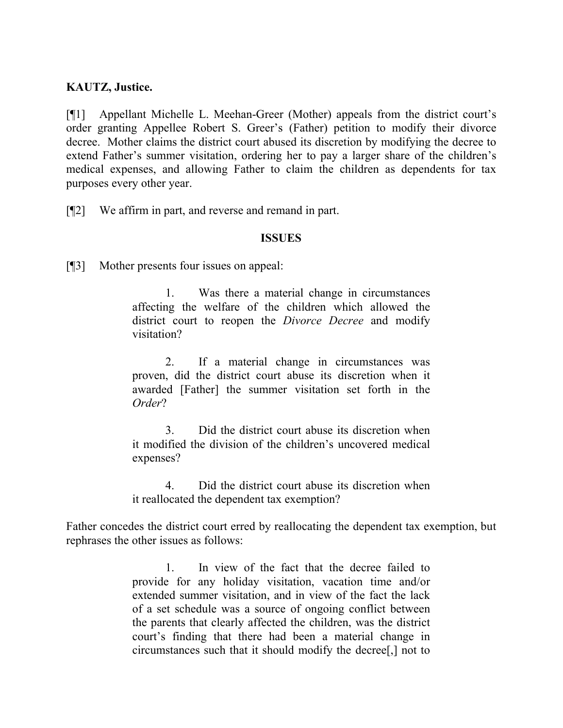**KAUTZ, Justice.**

[¶1] Appellant Michelle L. Meehan-Greer (Mother) appeals from the district court's order granting Appellee Robert S. Greer's (Father) petition to modify their divorce decree. Mother claims the district court abused its discretion by modifying the decree to extend Father's summer visitation, ordering her to pay a larger share of the children's medical expenses, and allowing Father to claim the children as dependents for tax purposes every other year.

[¶2] We affirm in part, and reverse and remand in part.

**ISSUES**

[¶3] Mother presents four issues on appeal:

> 1. Was there a material change in circumstances affecting the welfare of the children which allowed the district court to reopen the *Divorce Decree* and modify visitation?
>
> 2. If a material change in circumstances was proven, did the district court abuse its discretion when it awarded [Father] the summer visitation set forth in the *Order*?
>
> 3. Did the district court abuse its discretion when it modified the division of the children's uncovered medical expenses?
>
> 4. Did the district court abuse its discretion when it reallocated the dependent tax exemption?

Father concedes the district court erred by reallocating the dependent tax exemption, but rephrases the other issues as follows:

> 1. In view of the fact that the decree failed to provide for any holiday visitation, vacation time and/or extended summer visitation, and in view of the fact the lack of a set schedule was a source of ongoing conflict between the parents that clearly affected the children, was the district court's finding that there had been a material change in circumstances such that it should modify the decree[,] not to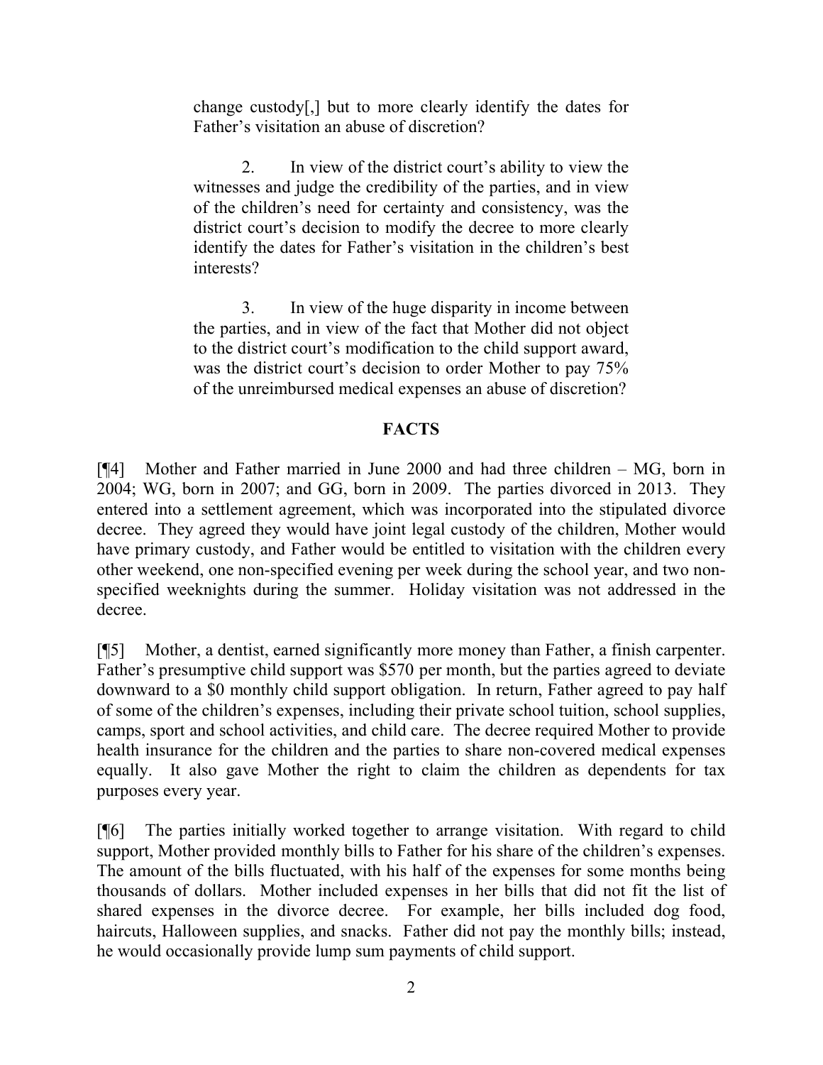change custody[,] but to more clearly identify the dates for Father's visitation an abuse of discretion?

2. In view of the district court's ability to view the witnesses and judge the credibility of the parties, and in view of the children's need for certainty and consistency, was the district court's decision to modify the decree to more clearly identify the dates for Father's visitation in the children's best interests?

3. In view of the huge disparity in income between the parties, and in view of the fact that Mother did not object to the district court's modification to the child support award, was the district court's decision to order Mother to pay 75% of the unreimbursed medical expenses an abuse of discretion?

## FACTS

[¶4] Mother and Father married in June 2000 and had three children – MG, born in 2004; WG, born in 2007; and GG, born in 2009. The parties divorced in 2013. They entered into a settlement agreement, which was incorporated into the stipulated divorce decree. They agreed they would have joint legal custody of the children, Mother would have primary custody, and Father would be entitled to visitation with the children every other weekend, one non-specified evening per week during the school year, and two non-specified weeknights during the summer. Holiday visitation was not addressed in the decree.

[¶5] Mother, a dentist, earned significantly more money than Father, a finish carpenter. Father's presumptive child support was $570 per month, but the parties agreed to deviate downward to a $0 monthly child support obligation. In return, Father agreed to pay half of some of the children's expenses, including their private school tuition, school supplies, camps, sport and school activities, and child care. The decree required Mother to provide health insurance for the children and the parties to share non-covered medical expenses equally. It also gave Mother the right to claim the children as dependents for tax purposes every year.

[¶6] The parties initially worked together to arrange visitation. With regard to child support, Mother provided monthly bills to Father for his share of the children's expenses. The amount of the bills fluctuated, with his half of the expenses for some months being thousands of dollars. Mother included expenses in her bills that did not fit the list of shared expenses in the divorce decree. For example, her bills included dog food, haircuts, Halloween supplies, and snacks. Father did not pay the monthly bills; instead, he would occasionally provide lump sum payments of child support.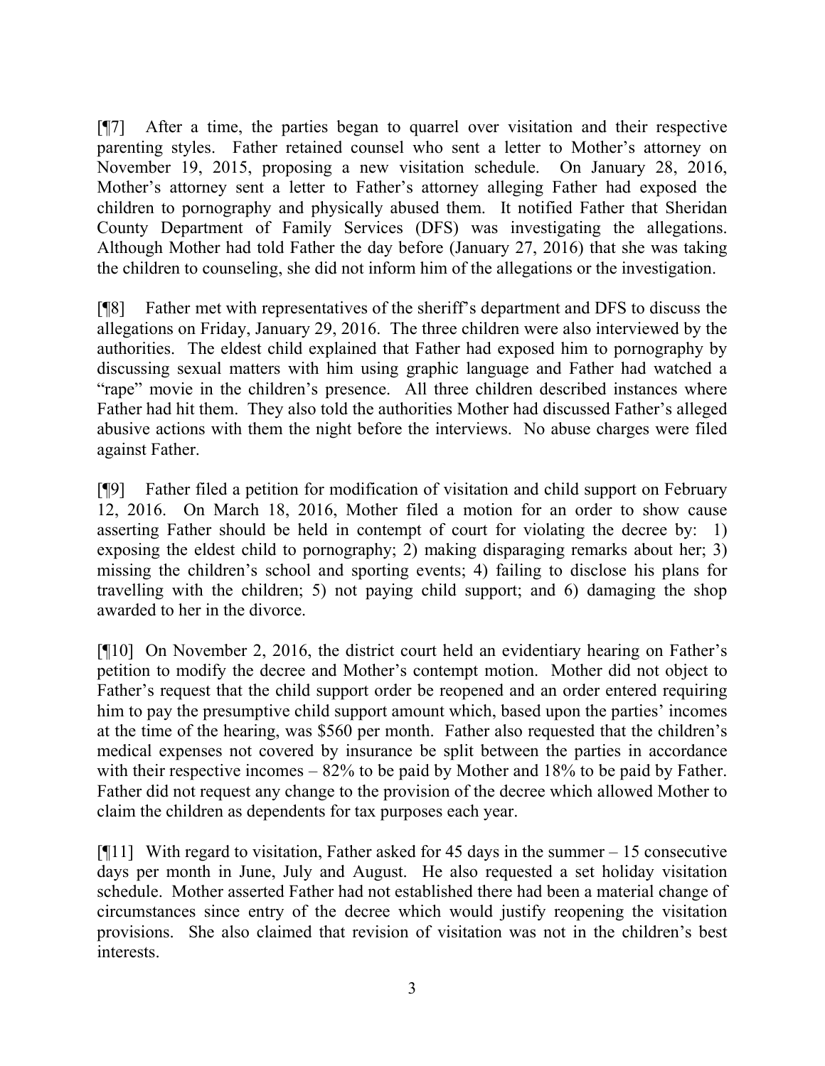[¶7] After a time, the parties began to quarrel over visitation and their respective parenting styles. Father retained counsel who sent a letter to Mother's attorney on November 19, 2015, proposing a new visitation schedule. On January 28, 2016, Mother's attorney sent a letter to Father's attorney alleging Father had exposed the children to pornography and physically abused them. It notified Father that Sheridan County Department of Family Services (DFS) was investigating the allegations. Although Mother had told Father the day before (January 27, 2016) that she was taking the children to counseling, she did not inform him of the allegations or the investigation.

[¶8] Father met with representatives of the sheriff's department and DFS to discuss the allegations on Friday, January 29, 2016. The three children were also interviewed by the authorities. The eldest child explained that Father had exposed him to pornography by discussing sexual matters with him using graphic language and Father had watched a "rape" movie in the children's presence. All three children described instances where Father had hit them. They also told the authorities Mother had discussed Father's alleged abusive actions with them the night before the interviews. No abuse charges were filed against Father.

[¶9] Father filed a petition for modification of visitation and child support on February 12, 2016. On March 18, 2016, Mother filed a motion for an order to show cause asserting Father should be held in contempt of court for violating the decree by: 1) exposing the eldest child to pornography; 2) making disparaging remarks about her; 3) missing the children's school and sporting events; 4) failing to disclose his plans for travelling with the children; 5) not paying child support; and 6) damaging the shop awarded to her in the divorce.

[¶10] On November 2, 2016, the district court held an evidentiary hearing on Father's petition to modify the decree and Mother's contempt motion. Mother did not object to Father's request that the child support order be reopened and an order entered requiring him to pay the presumptive child support amount which, based upon the parties' incomes at the time of the hearing, was $560 per month. Father also requested that the children's medical expenses not covered by insurance be split between the parties in accordance with their respective incomes – 82% to be paid by Mother and 18% to be paid by Father. Father did not request any change to the provision of the decree which allowed Mother to claim the children as dependents for tax purposes each year.

[¶11] With regard to visitation, Father asked for 45 days in the summer – 15 consecutive days per month in June, July and August. He also requested a set holiday visitation schedule. Mother asserted Father had not established there had been a material change of circumstances since entry of the decree which would justify reopening the visitation provisions. She also claimed that revision of visitation was not in the children's best interests.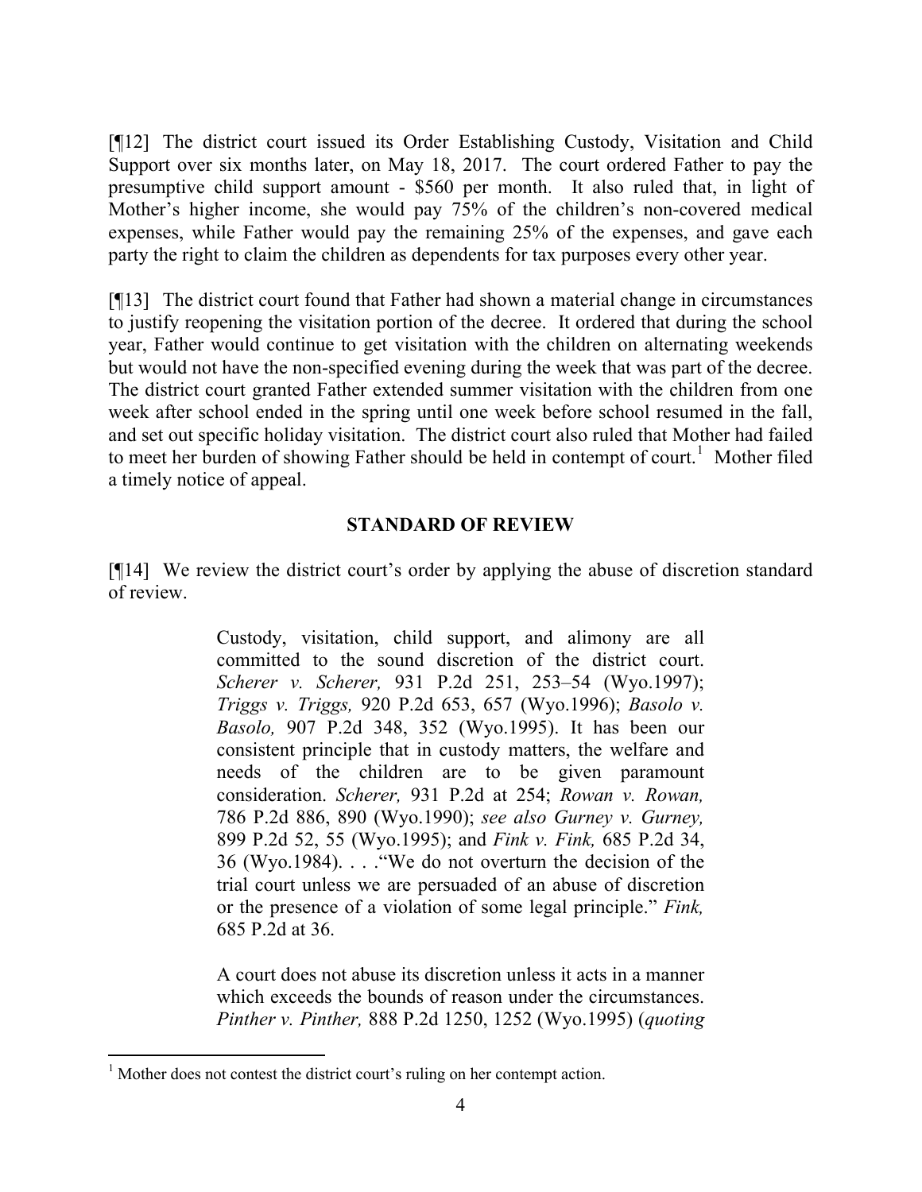[¶12] The district court issued its Order Establishing Custody, Visitation and Child Support over six months later, on May 18, 2017. The court ordered Father to pay the presumptive child support amount - $560 per month. It also ruled that, in light of Mother's higher income, she would pay 75% of the children's non-covered medical expenses, while Father would pay the remaining 25% of the expenses, and gave each party the right to claim the children as dependents for tax purposes every other year.

[¶13] The district court found that Father had shown a material change in circumstances to justify reopening the visitation portion of the decree. It ordered that during the school year, Father would continue to get visitation with the children on alternating weekends but would not have the non-specified evening during the week that was part of the decree. The district court granted Father extended summer visitation with the children from one week after school ended in the spring until one week before school resumed in the fall, and set out specific holiday visitation. The district court also ruled that Mother had failed to meet her burden of showing Father should be held in contempt of court.[1] Mother filed a timely notice of appeal.

## STANDARD OF REVIEW

[¶14] We review the district court's order by applying the abuse of discretion standard of review.

> Custody, visitation, child support, and alimony are all committed to the sound discretion of the district court. *Scherer v. Scherer,* 931 P.2d 251, 253–54 (Wyo.1997); *Triggs v. Triggs,* 920 P.2d 653, 657 (Wyo.1996); *Basolo v. Basolo,* 907 P.2d 348, 352 (Wyo.1995). It has been our consistent principle that in custody matters, the welfare and needs of the children are to be given paramount consideration. *Scherer,* 931 P.2d at 254; *Rowan v. Rowan,* 786 P.2d 886, 890 (Wyo.1990); *see also Gurney v. Gurney,* 899 P.2d 52, 55 (Wyo.1995); and *Fink v. Fink,* 685 P.2d 34, 36 (Wyo.1984). . . ."We do not overturn the decision of the trial court unless we are persuaded of an abuse of discretion or the presence of a violation of some legal principle." *Fink,* 685 P.2d at 36.
>
> A court does not abuse its discretion unless it acts in a manner which exceeds the bounds of reason under the circumstances. *Pinther v. Pinther,* 888 P.2d 1250, 1252 (Wyo.1995) (*quoting*

---

[1] Mother does not contest the district court's ruling on her contempt action.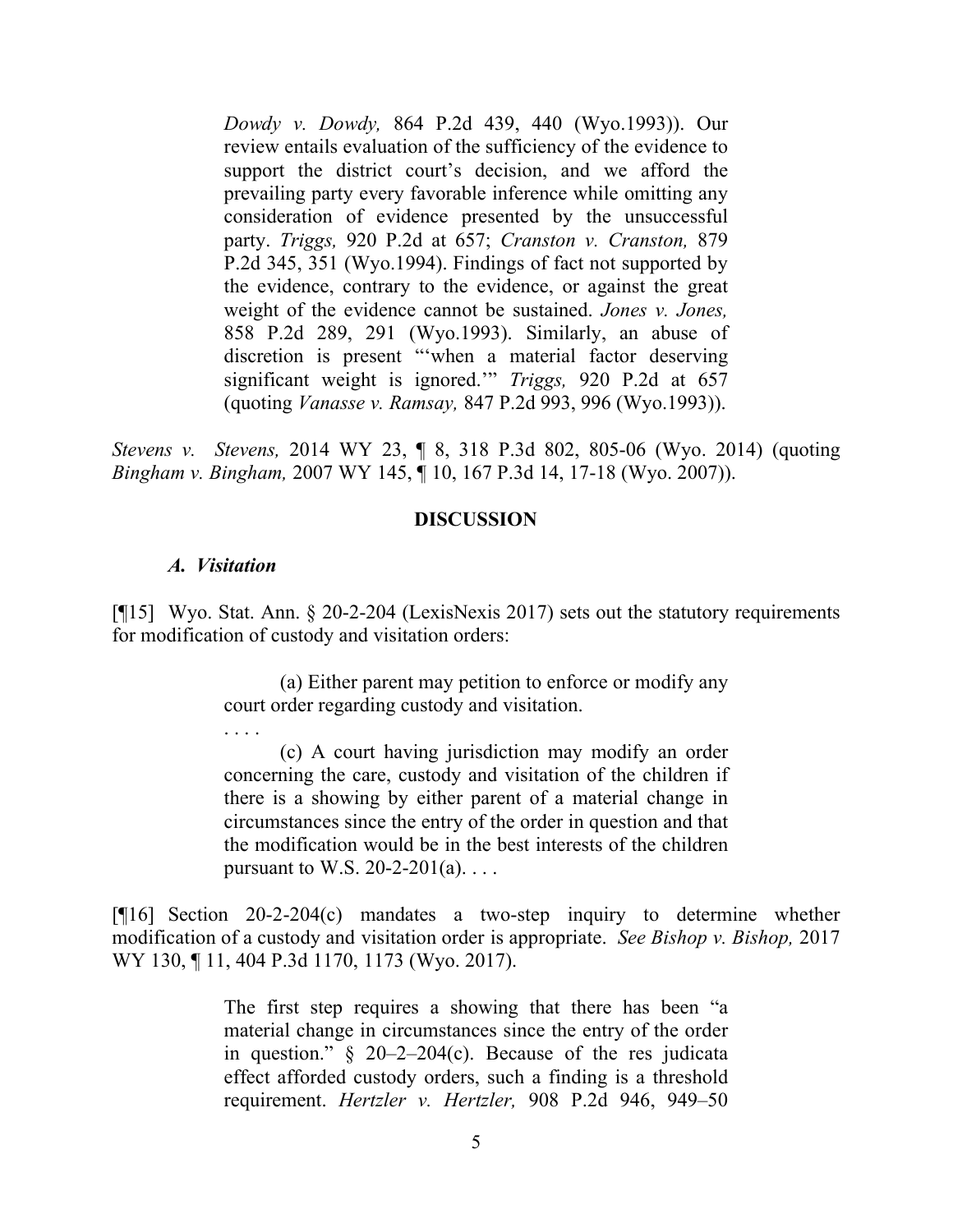> *Dowdy v. Dowdy,* 864 P.2d 439, 440 (Wyo.1993)). Our review entails evaluation of the sufficiency of the evidence to support the district court's decision, and we afford the prevailing party every favorable inference while omitting any consideration of evidence presented by the unsuccessful party. *Triggs,* 920 P.2d at 657; *Cranston v. Cranston,* 879 P.2d 345, 351 (Wyo.1994). Findings of fact not supported by the evidence, contrary to the evidence, or against the great weight of the evidence cannot be sustained. *Jones v. Jones,* 858 P.2d 289, 291 (Wyo.1993). Similarly, an abuse of discretion is present "'when a material factor deserving significant weight is ignored.'" *Triggs,* 920 P.2d at 657 (quoting *Vanasse v. Ramsay,* 847 P.2d 993, 996 (Wyo.1993)).

*Stevens v. Stevens,* 2014 WY 23, ¶ 8, 318 P.3d 802, 805-06 (Wyo. 2014) (quoting *Bingham v. Bingham,* 2007 WY 145, ¶ 10, 167 P.3d 14, 17-18 (Wyo. 2007)).

## DISCUSSION

### *A. Visitation*

[¶15] Wyo. Stat. Ann. § 20-2-204 (LexisNexis 2017) sets out the statutory requirements for modification of custody and visitation orders:

> (a) Either parent may petition to enforce or modify any court order regarding custody and visitation.
>
> . . . .
>
> (c) A court having jurisdiction may modify an order concerning the care, custody and visitation of the children if there is a showing by either parent of a material change in circumstances since the entry of the order in question and that the modification would be in the best interests of the children pursuant to W.S. 20-2-201(a). . . .

[¶16] Section 20-2-204(c) mandates a two-step inquiry to determine whether modification of a custody and visitation order is appropriate. *See Bishop v. Bishop,* 2017 WY 130, ¶ 11, 404 P.3d 1170, 1173 (Wyo. 2017).

> The first step requires a showing that there has been "a material change in circumstances since the entry of the order in question." § 20–2–204(c). Because of the res judicata effect afforded custody orders, such a finding is a threshold requirement. *Hertzler v. Hertzler,* 908 P.2d 946, 949–50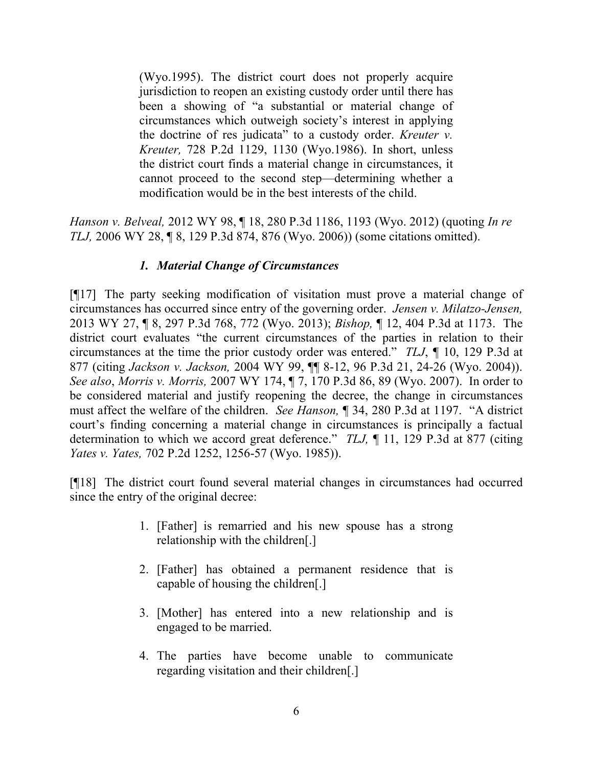> (Wyo.1995). The district court does not properly acquire jurisdiction to reopen an existing custody order until there has been a showing of "a substantial or material change of circumstances which outweigh society's interest in applying the doctrine of res judicata" to a custody order. *Kreuter v. Kreuter,* 728 P.2d 1129, 1130 (Wyo.1986). In short, unless the district court finds a material change in circumstances, it cannot proceed to the second step—determining whether a modification would be in the best interests of the child.

*Hanson v. Belveal,* 2012 WY 98, ¶ 18, 280 P.3d 1186, 1193 (Wyo. 2012) (quoting *In re TLJ,* 2006 WY 28, ¶ 8, 129 P.3d 874, 876 (Wyo. 2006)) (some citations omitted).

### *1. Material Change of Circumstances*

[¶17] The party seeking modification of visitation must prove a material change of circumstances has occurred since entry of the governing order. *Jensen v. Milatzo-Jensen,* 2013 WY 27, ¶ 8, 297 P.3d 768, 772 (Wyo. 2013); *Bishop,* ¶ 12, 404 P.3d at 1173. The district court evaluates "the current circumstances of the parties in relation to their circumstances at the time the prior custody order was entered." *TLJ*, ¶ 10, 129 P.3d at 877 (citing *Jackson v. Jackson,* 2004 WY 99, ¶¶ 8-12, 96 P.3d 21, 24-26 (Wyo. 2004)). *See also*, *Morris v. Morris,* 2007 WY 174, ¶ 7, 170 P.3d 86, 89 (Wyo. 2007). In order to be considered material and justify reopening the decree, the change in circumstances must affect the welfare of the children. *See Hanson,* ¶ 34, 280 P.3d at 1197. "A district court's finding concerning a material change in circumstances is principally a factual determination to which we accord great deference." *TLJ,* ¶ 11, 129 P.3d at 877 (citing *Yates v. Yates,* 702 P.2d 1252, 1256-57 (Wyo. 1985)).

[¶18] The district court found several material changes in circumstances had occurred since the entry of the original decree:

> 1. [Father] is remarried and his new spouse has a strong relationship with the children[.]
>
> 2. [Father] has obtained a permanent residence that is capable of housing the children[.]
>
> 3. [Mother] has entered into a new relationship and is engaged to be married.
>
> 4. The parties have become unable to communicate regarding visitation and their children[.]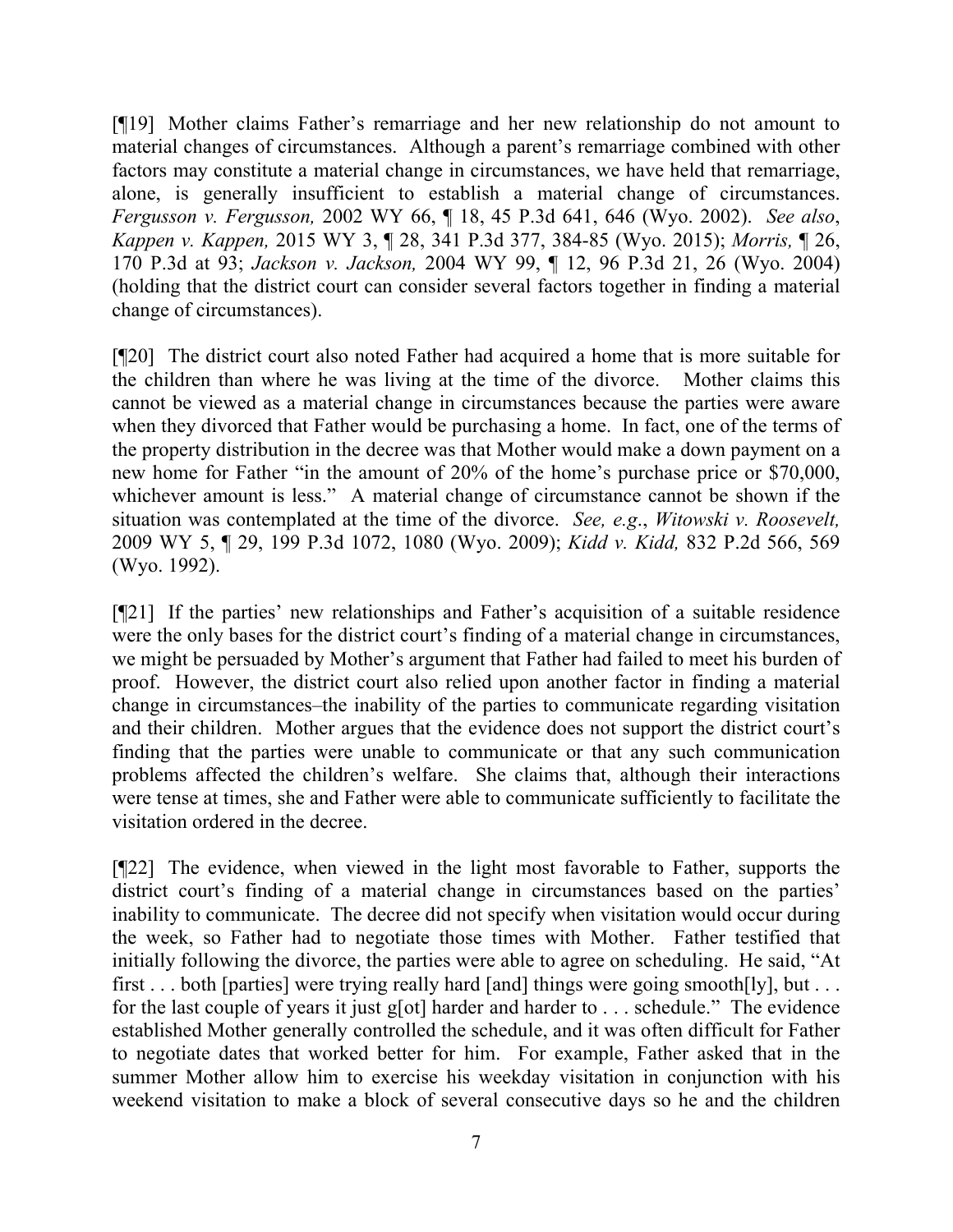[¶19] Mother claims Father's remarriage and her new relationship do not amount to material changes of circumstances. Although a parent's remarriage combined with other factors may constitute a material change in circumstances, we have held that remarriage, alone, is generally insufficient to establish a material change of circumstances. *Fergusson v. Fergusson,* 2002 WY 66, ¶ 18, 45 P.3d 641, 646 (Wyo. 2002). *See also*, *Kappen v. Kappen,* 2015 WY 3, ¶ 28, 341 P.3d 377, 384-85 (Wyo. 2015); *Morris,* ¶ 26, 170 P.3d at 93; *Jackson v. Jackson,* 2004 WY 99, ¶ 12, 96 P.3d 21, 26 (Wyo. 2004) (holding that the district court can consider several factors together in finding a material change of circumstances).

[¶20] The district court also noted Father had acquired a home that is more suitable for the children than where he was living at the time of the divorce. Mother claims this cannot be viewed as a material change in circumstances because the parties were aware when they divorced that Father would be purchasing a home. In fact, one of the terms of the property distribution in the decree was that Mother would make a down payment on a new home for Father "in the amount of 20% of the home's purchase price or $70,000, whichever amount is less." A material change of circumstance cannot be shown if the situation was contemplated at the time of the divorce. *See, e.g*., *Witowski v. Roosevelt,* 2009 WY 5, ¶ 29, 199 P.3d 1072, 1080 (Wyo. 2009); *Kidd v. Kidd,* 832 P.2d 566, 569 (Wyo. 1992).

[¶21] If the parties' new relationships and Father's acquisition of a suitable residence were the only bases for the district court's finding of a material change in circumstances, we might be persuaded by Mother's argument that Father had failed to meet his burden of proof. However, the district court also relied upon another factor in finding a material change in circumstances–the inability of the parties to communicate regarding visitation and their children. Mother argues that the evidence does not support the district court's finding that the parties were unable to communicate or that any such communication problems affected the children's welfare. She claims that, although their interactions were tense at times, she and Father were able to communicate sufficiently to facilitate the visitation ordered in the decree.

[¶22] The evidence, when viewed in the light most favorable to Father, supports the district court's finding of a material change in circumstances based on the parties' inability to communicate. The decree did not specify when visitation would occur during the week, so Father had to negotiate those times with Mother. Father testified that initially following the divorce, the parties were able to agree on scheduling. He said, "At first . . . both [parties] were trying really hard [and] things were going smooth[ly], but . . . for the last couple of years it just g[ot] harder and harder to . . . schedule." The evidence established Mother generally controlled the schedule, and it was often difficult for Father to negotiate dates that worked better for him. For example, Father asked that in the summer Mother allow him to exercise his weekday visitation in conjunction with his weekend visitation to make a block of several consecutive days so he and the children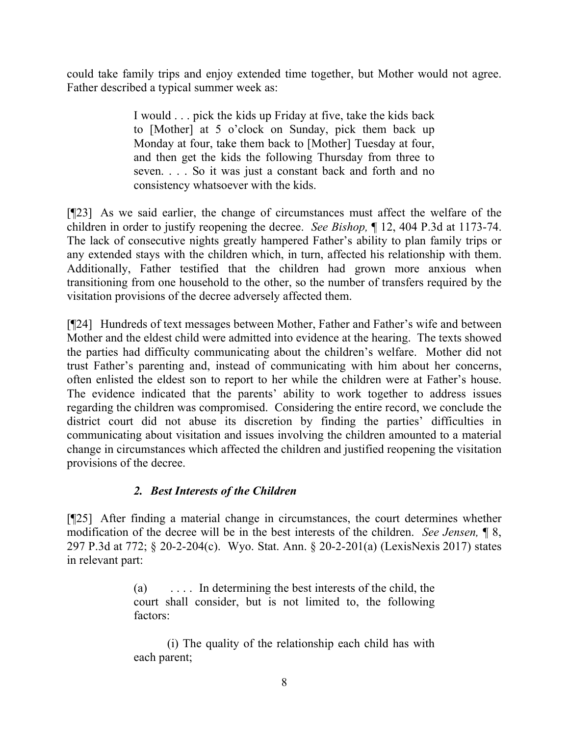could take family trips and enjoy extended time together, but Mother would not agree. Father described a typical summer week as:

> I would . . . pick the kids up Friday at five, take the kids back to [Mother] at 5 o'clock on Sunday, pick them back up Monday at four, take them back to [Mother] Tuesday at four, and then get the kids the following Thursday from three to seven. . . . So it was just a constant back and forth and no consistency whatsoever with the kids.

[¶23] As we said earlier, the change of circumstances must affect the welfare of the children in order to justify reopening the decree. *See Bishop,* ¶ 12, 404 P.3d at 1173-74. The lack of consecutive nights greatly hampered Father's ability to plan family trips or any extended stays with the children which, in turn, affected his relationship with them. Additionally, Father testified that the children had grown more anxious when transitioning from one household to the other, so the number of transfers required by the visitation provisions of the decree adversely affected them.

[¶24] Hundreds of text messages between Mother, Father and Father's wife and between Mother and the eldest child were admitted into evidence at the hearing. The texts showed the parties had difficulty communicating about the children's welfare. Mother did not trust Father's parenting and, instead of communicating with him about her concerns, often enlisted the eldest son to report to her while the children were at Father's house. The evidence indicated that the parents' ability to work together to address issues regarding the children was compromised. Considering the entire record, we conclude the district court did not abuse its discretion by finding the parties' difficulties in communicating about visitation and issues involving the children amounted to a material change in circumstances which affected the children and justified reopening the visitation provisions of the decree.

### *2. Best Interests of the Children*

[¶25] After finding a material change in circumstances, the court determines whether modification of the decree will be in the best interests of the children. *See Jensen,* ¶ 8, 297 P.3d at 772; § 20-2-204(c). Wyo. Stat. Ann. § 20-2-201(a) (LexisNexis 2017) states in relevant part:

> (a) . . . . In determining the best interests of the child, the court shall consider, but is not limited to, the following factors:
>
> (i) The quality of the relationship each child has with each parent;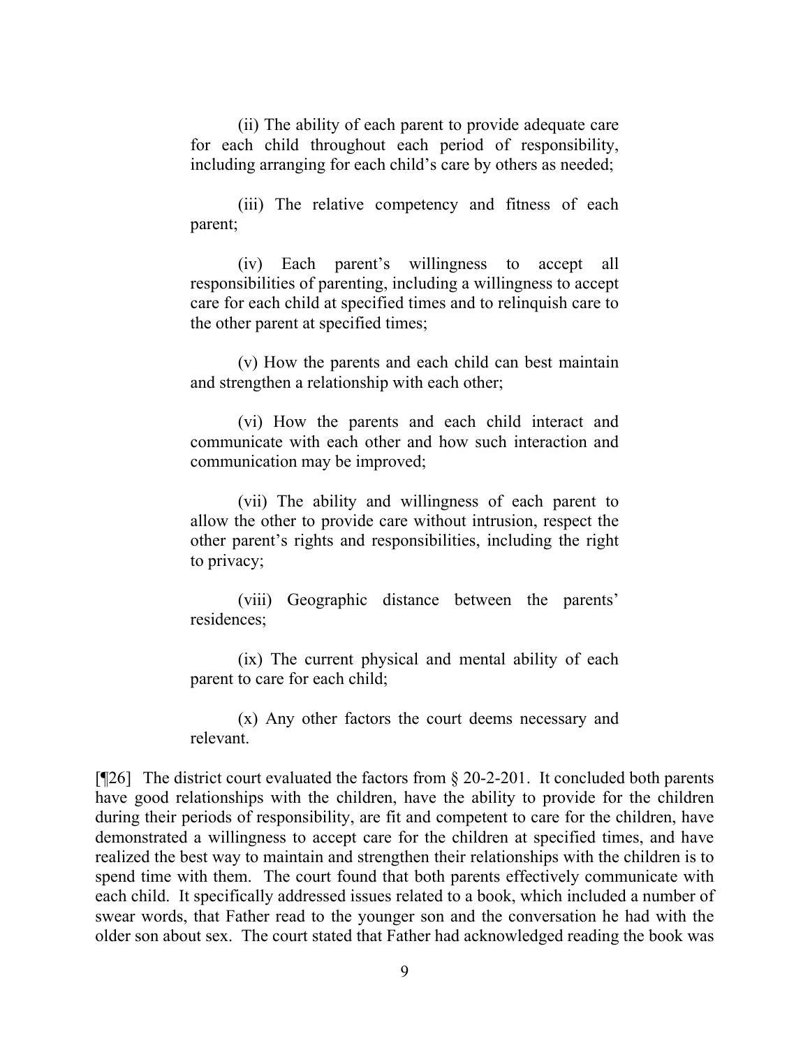(ii) The ability of each parent to provide adequate care for each child throughout each period of responsibility, including arranging for each child's care by others as needed;

(iii) The relative competency and fitness of each parent;

(iv) Each parent's willingness to accept all responsibilities of parenting, including a willingness to accept care for each child at specified times and to relinquish care to the other parent at specified times;

(v) How the parents and each child can best maintain and strengthen a relationship with each other;

(vi) How the parents and each child interact and communicate with each other and how such interaction and communication may be improved;

(vii) The ability and willingness of each parent to allow the other to provide care without intrusion, respect the other parent's rights and responsibilities, including the right to privacy;

(viii) Geographic distance between the parents' residences;

(ix) The current physical and mental ability of each parent to care for each child;

(x) Any other factors the court deems necessary and relevant.

[¶26] The district court evaluated the factors from § 20-2-201. It concluded both parents have good relationships with the children, have the ability to provide for the children during their periods of responsibility, are fit and competent to care for the children, have demonstrated a willingness to accept care for the children at specified times, and have realized the best way to maintain and strengthen their relationships with the children is to spend time with them. The court found that both parents effectively communicate with each child. It specifically addressed issues related to a book, which included a number of swear words, that Father read to the younger son and the conversation he had with the older son about sex. The court stated that Father had acknowledged reading the book was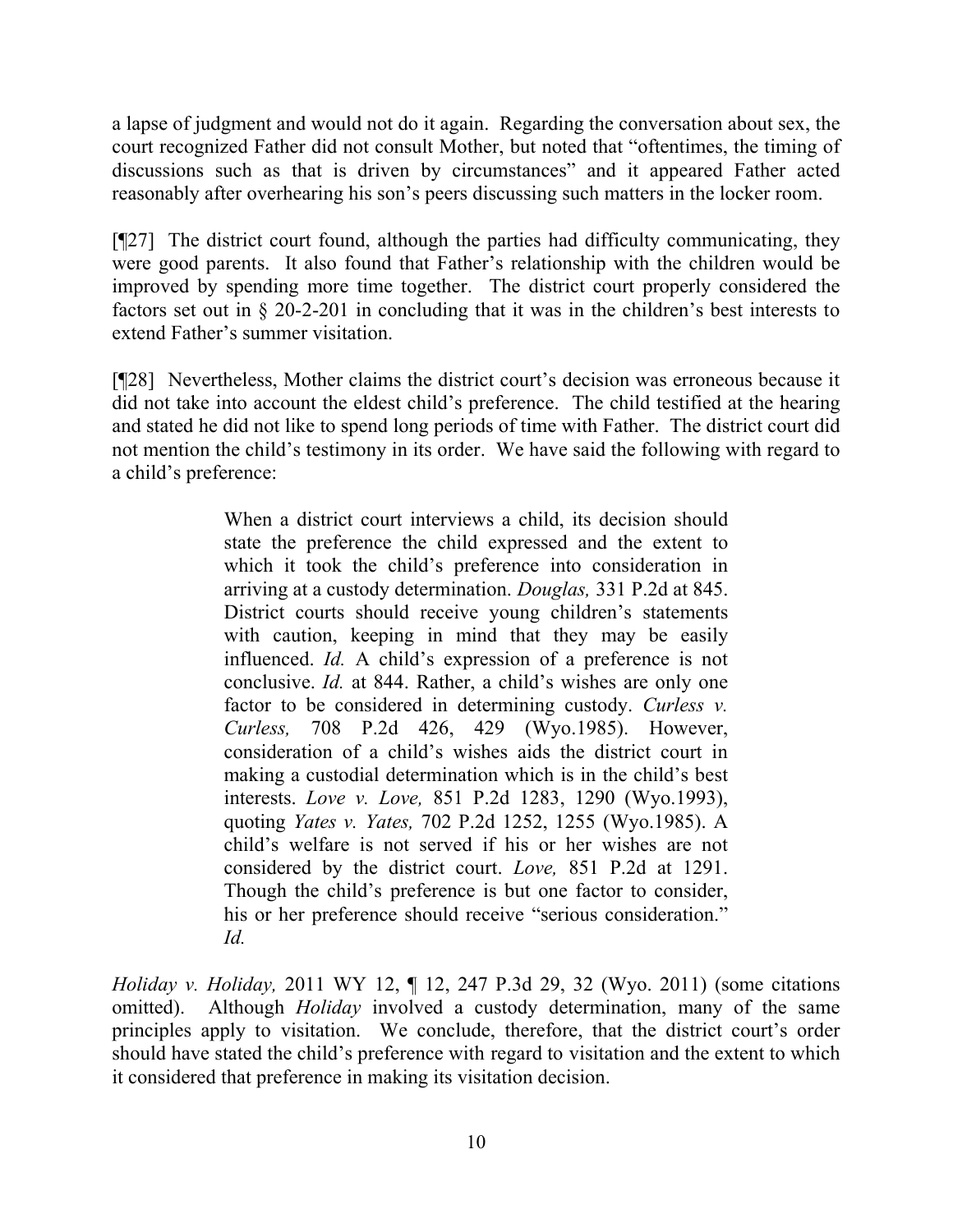a lapse of judgment and would not do it again. Regarding the conversation about sex, the court recognized Father did not consult Mother, but noted that "oftentimes, the timing of discussions such as that is driven by circumstances" and it appeared Father acted reasonably after overhearing his son's peers discussing such matters in the locker room.

[¶27] The district court found, although the parties had difficulty communicating, they were good parents. It also found that Father's relationship with the children would be improved by spending more time together. The district court properly considered the factors set out in § 20-2-201 in concluding that it was in the children's best interests to extend Father's summer visitation.

[¶28] Nevertheless, Mother claims the district court's decision was erroneous because it did not take into account the eldest child's preference. The child testified at the hearing and stated he did not like to spend long periods of time with Father. The district court did not mention the child's testimony in its order. We have said the following with regard to a child's preference:

> When a district court interviews a child, its decision should state the preference the child expressed and the extent to which it took the child's preference into consideration in arriving at a custody determination. *Douglas,* 331 P.2d at 845. District courts should receive young children's statements with caution, keeping in mind that they may be easily influenced. *Id.* A child's expression of a preference is not conclusive. *Id.* at 844. Rather, a child's wishes are only one factor to be considered in determining custody. *Curless v. Curless,* 708 P.2d 426, 429 (Wyo.1985). However, consideration of a child's wishes aids the district court in making a custodial determination which is in the child's best interests. *Love v. Love,* 851 P.2d 1283, 1290 (Wyo.1993), quoting *Yates v. Yates,* 702 P.2d 1252, 1255 (Wyo.1985). A child's welfare is not served if his or her wishes are not considered by the district court. *Love,* 851 P.2d at 1291. Though the child's preference is but one factor to consider, his or her preference should receive "serious consideration." *Id.*

*Holiday v. Holiday,* 2011 WY 12, ¶ 12, 247 P.3d 29, 32 (Wyo. 2011) (some citations omitted). Although *Holiday* involved a custody determination, many of the same principles apply to visitation. We conclude, therefore, that the district court's order should have stated the child's preference with regard to visitation and the extent to which it considered that preference in making its visitation decision.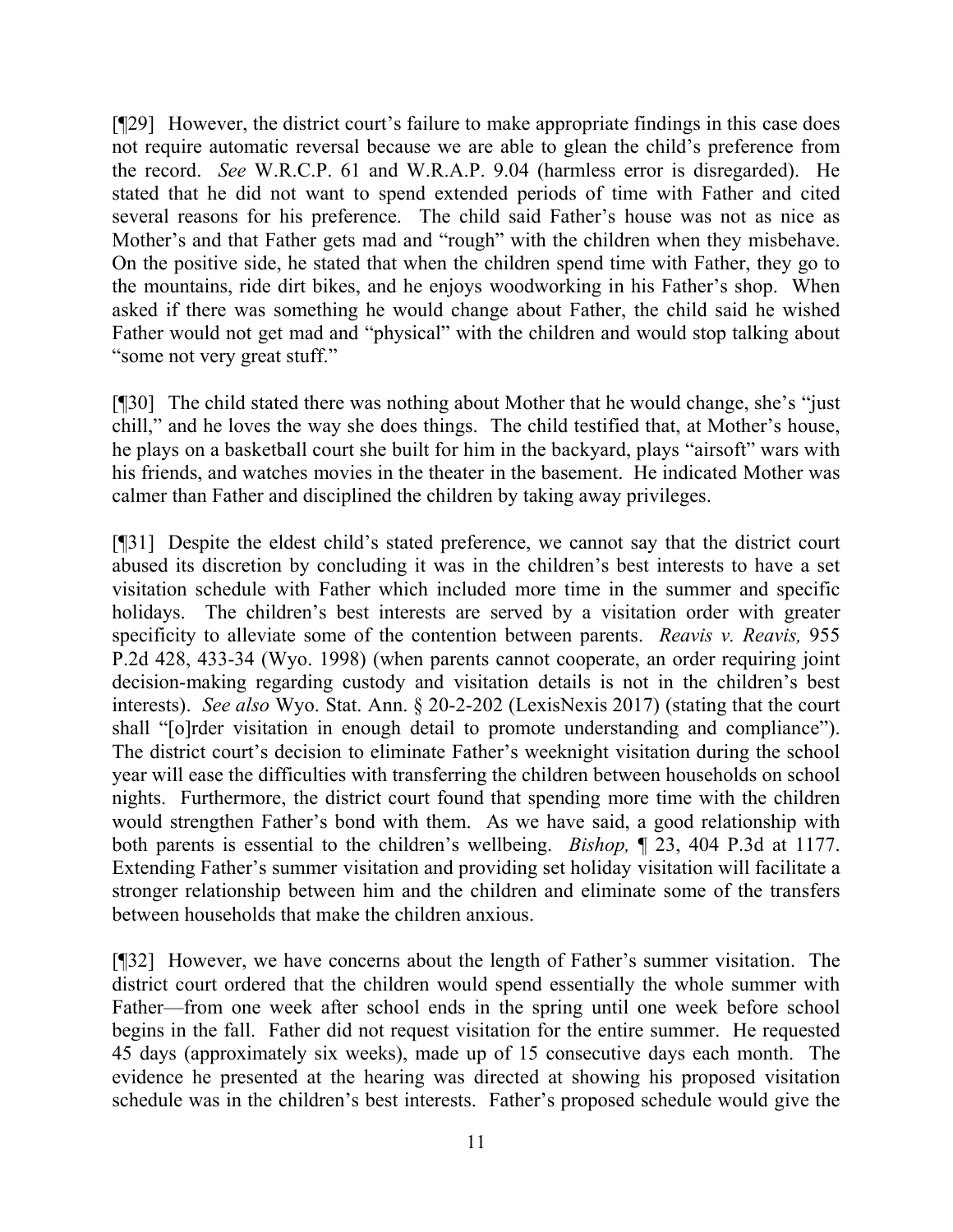[¶29] However, the district court's failure to make appropriate findings in this case does not require automatic reversal because we are able to glean the child's preference from the record. *See* W.R.C.P. 61 and W.R.A.P. 9.04 (harmless error is disregarded). He stated that he did not want to spend extended periods of time with Father and cited several reasons for his preference. The child said Father's house was not as nice as Mother's and that Father gets mad and "rough" with the children when they misbehave. On the positive side, he stated that when the children spend time with Father, they go to the mountains, ride dirt bikes, and he enjoys woodworking in his Father's shop. When asked if there was something he would change about Father, the child said he wished Father would not get mad and "physical" with the children and would stop talking about "some not very great stuff."

[¶30] The child stated there was nothing about Mother that he would change, she's "just chill," and he loves the way she does things. The child testified that, at Mother's house, he plays on a basketball court she built for him in the backyard, plays "airsoft" wars with his friends, and watches movies in the theater in the basement. He indicated Mother was calmer than Father and disciplined the children by taking away privileges.

[¶31] Despite the eldest child's stated preference, we cannot say that the district court abused its discretion by concluding it was in the children's best interests to have a set visitation schedule with Father which included more time in the summer and specific holidays. The children's best interests are served by a visitation order with greater specificity to alleviate some of the contention between parents. *Reavis v. Reavis,* 955 P.2d 428, 433-34 (Wyo. 1998) (when parents cannot cooperate, an order requiring joint decision-making regarding custody and visitation details is not in the children's best interests). *See also* Wyo. Stat. Ann. § 20-2-202 (LexisNexis 2017) (stating that the court shall "[o]rder visitation in enough detail to promote understanding and compliance"). The district court's decision to eliminate Father's weeknight visitation during the school year will ease the difficulties with transferring the children between households on school nights. Furthermore, the district court found that spending more time with the children would strengthen Father's bond with them. As we have said, a good relationship with both parents is essential to the children's wellbeing. *Bishop,* ¶ 23, 404 P.3d at 1177. Extending Father's summer visitation and providing set holiday visitation will facilitate a stronger relationship between him and the children and eliminate some of the transfers between households that make the children anxious.

[¶32] However, we have concerns about the length of Father's summer visitation. The district court ordered that the children would spend essentially the whole summer with Father—from one week after school ends in the spring until one week before school begins in the fall. Father did not request visitation for the entire summer. He requested 45 days (approximately six weeks), made up of 15 consecutive days each month. The evidence he presented at the hearing was directed at showing his proposed visitation schedule was in the children's best interests. Father's proposed schedule would give the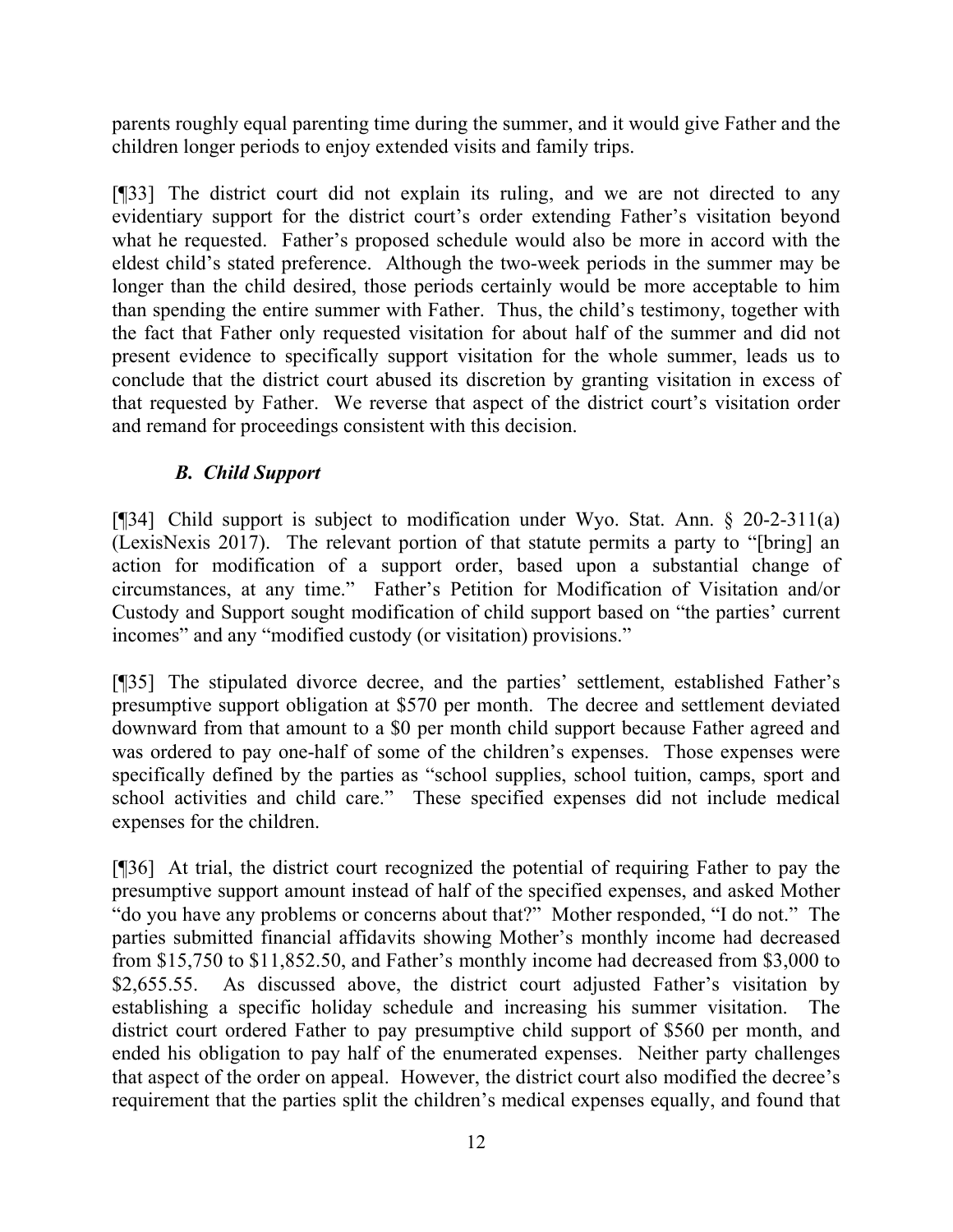parents roughly equal parenting time during the summer, and it would give Father and the children longer periods to enjoy extended visits and family trips.

[¶33] The district court did not explain its ruling, and we are not directed to any evidentiary support for the district court's order extending Father's visitation beyond what he requested. Father's proposed schedule would also be more in accord with the eldest child's stated preference. Although the two-week periods in the summer may be longer than the child desired, those periods certainly would be more acceptable to him than spending the entire summer with Father. Thus, the child's testimony, together with the fact that Father only requested visitation for about half of the summer and did not present evidence to specifically support visitation for the whole summer, leads us to conclude that the district court abused its discretion by granting visitation in excess of that requested by Father. We reverse that aspect of the district court's visitation order and remand for proceedings consistent with this decision.

### *B. Child Support*

[¶34] Child support is subject to modification under Wyo. Stat. Ann. § 20-2-311(a) (LexisNexis 2017). The relevant portion of that statute permits a party to "[bring] an action for modification of a support order, based upon a substantial change of circumstances, at any time." Father's Petition for Modification of Visitation and/or Custody and Support sought modification of child support based on "the parties' current incomes" and any "modified custody (or visitation) provisions."

[¶35] The stipulated divorce decree, and the parties' settlement, established Father's presumptive support obligation at $570 per month. The decree and settlement deviated downward from that amount to a $0 per month child support because Father agreed and was ordered to pay one-half of some of the children's expenses. Those expenses were specifically defined by the parties as "school supplies, school tuition, camps, sport and school activities and child care." These specified expenses did not include medical expenses for the children.

[¶36] At trial, the district court recognized the potential of requiring Father to pay the presumptive support amount instead of half of the specified expenses, and asked Mother "do you have any problems or concerns about that?" Mother responded, "I do not." The parties submitted financial affidavits showing Mother's monthly income had decreased from $15,750 to $11,852.50, and Father's monthly income had decreased from $3,000 to $2,655.55. As discussed above, the district court adjusted Father's visitation by establishing a specific holiday schedule and increasing his summer visitation. The district court ordered Father to pay presumptive child support of $560 per month, and ended his obligation to pay half of the enumerated expenses. Neither party challenges that aspect of the order on appeal. However, the district court also modified the decree's requirement that the parties split the children's medical expenses equally, and found that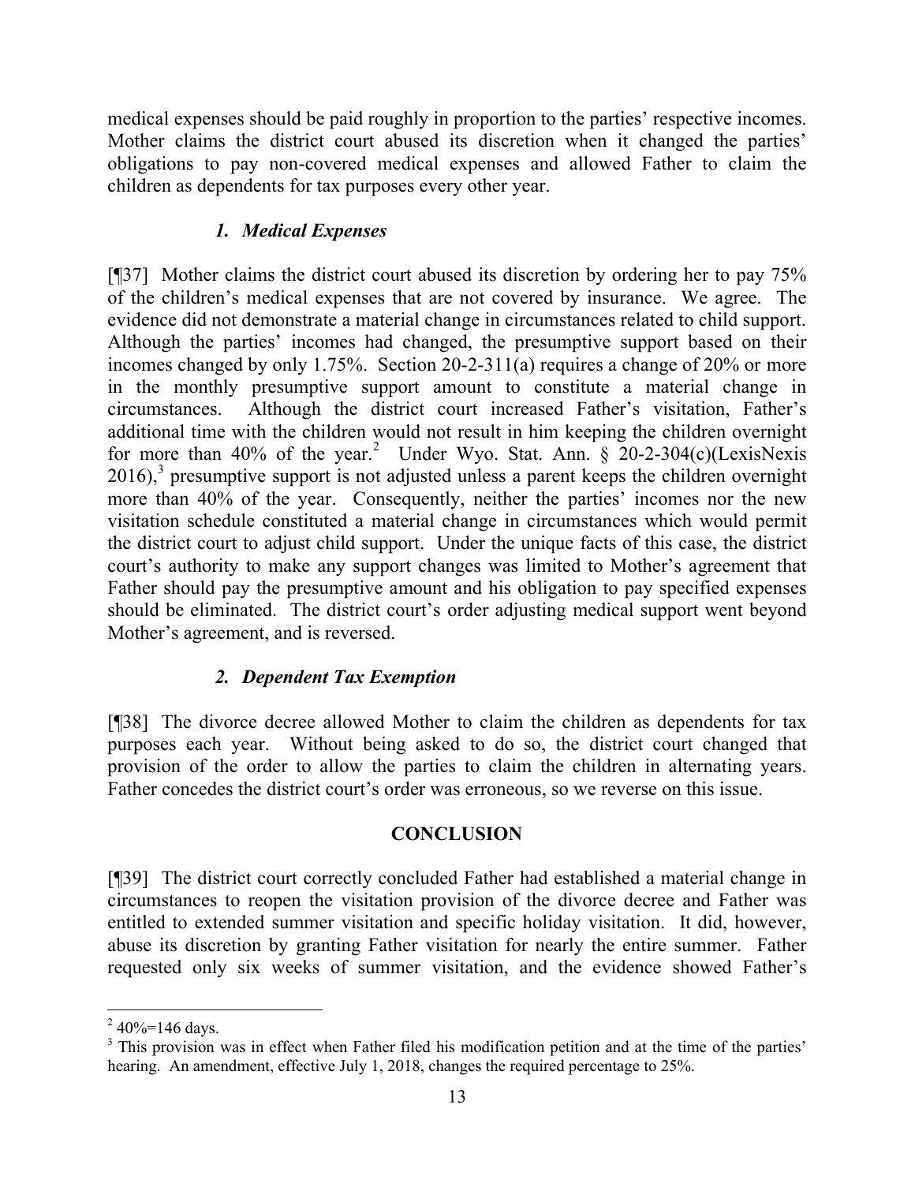medical expenses should be paid roughly in proportion to the parties' respective incomes. Mother claims the district court abused its discretion when it changed the parties' obligations to pay non-covered medical expenses and allowed Father to claim the children as dependents for tax purposes every other year.

### *1. Medical Expenses*

[¶37] Mother claims the district court abused its discretion by ordering her to pay 75% of the children's medical expenses that are not covered by insurance. We agree. The evidence did not demonstrate a material change in circumstances related to child support. Although the parties' incomes had changed, the presumptive support based on their incomes changed by only 1.75%. Section 20-2-311(a) requires a change of 20% or more in the monthly presumptive support amount to constitute a material change in circumstances. Although the district court increased Father's visitation, Father's additional time with the children would not result in him keeping the children overnight for more than 40% of the year.[2] Under Wyo. Stat. Ann. § 20-2-304(c)(LexisNexis 2016),[3] presumptive support is not adjusted unless a parent keeps the children overnight more than 40% of the year. Consequently, neither the parties' incomes nor the new visitation schedule constituted a material change in circumstances which would permit the district court to adjust child support. Under the unique facts of this case, the district court's authority to make any support changes was limited to Mother's agreement that Father should pay the presumptive amount and his obligation to pay specified expenses should be eliminated. The district court's order adjusting medical support went beyond Mother's agreement, and is reversed.

### *2. Dependent Tax Exemption*

[¶38] The divorce decree allowed Mother to claim the children as dependents for tax purposes each year. Without being asked to do so, the district court changed that provision of the order to allow the parties to claim the children in alternating years. Father concedes the district court's order was erroneous, so we reverse on this issue.

## CONCLUSION

[¶39] The district court correctly concluded Father had established a material change in circumstances to reopen the visitation provision of the divorce decree and Father was entitled to extended summer visitation and specific holiday visitation. It did, however, abuse its discretion by granting Father visitation for nearly the entire summer. Father requested only six weeks of summer visitation, and the evidence showed Father's

---

[2] 40%=146 days.

[3] This provision was in effect when Father filed his modification petition and at the time of the parties' hearing. An amendment, effective July 1, 2018, changes the required percentage to 25%.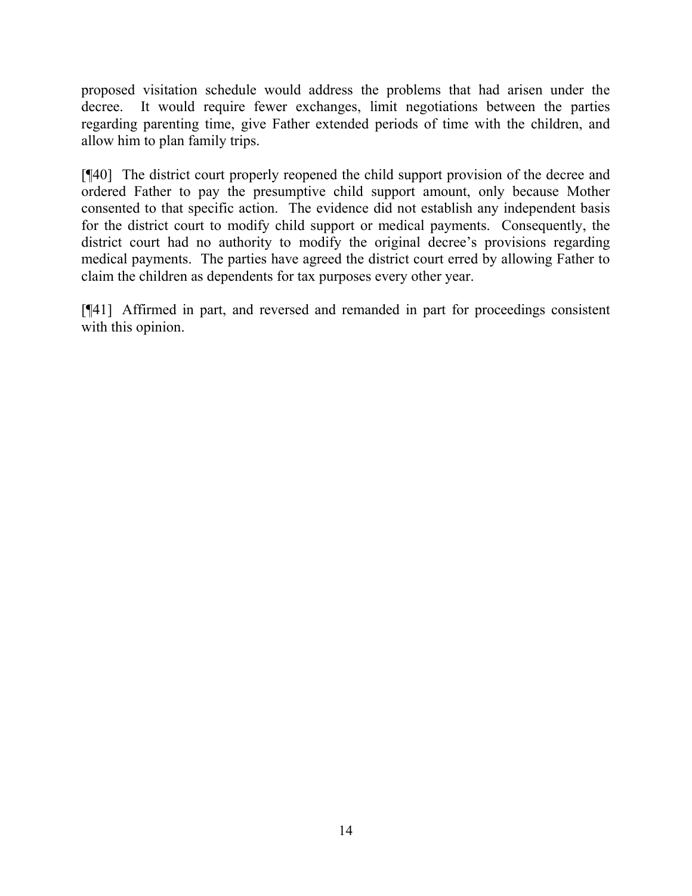proposed visitation schedule would address the problems that had arisen under the decree. It would require fewer exchanges, limit negotiations between the parties regarding parenting time, give Father extended periods of time with the children, and allow him to plan family trips.

[¶40] The district court properly reopened the child support provision of the decree and ordered Father to pay the presumptive child support amount, only because Mother consented to that specific action. The evidence did not establish any independent basis for the district court to modify child support or medical payments. Consequently, the district court had no authority to modify the original decree's provisions regarding medical payments. The parties have agreed the district court erred by allowing Father to claim the children as dependents for tax purposes every other year.

[¶41] Affirmed in part, and reversed and remanded in part for proceedings consistent with this opinion.